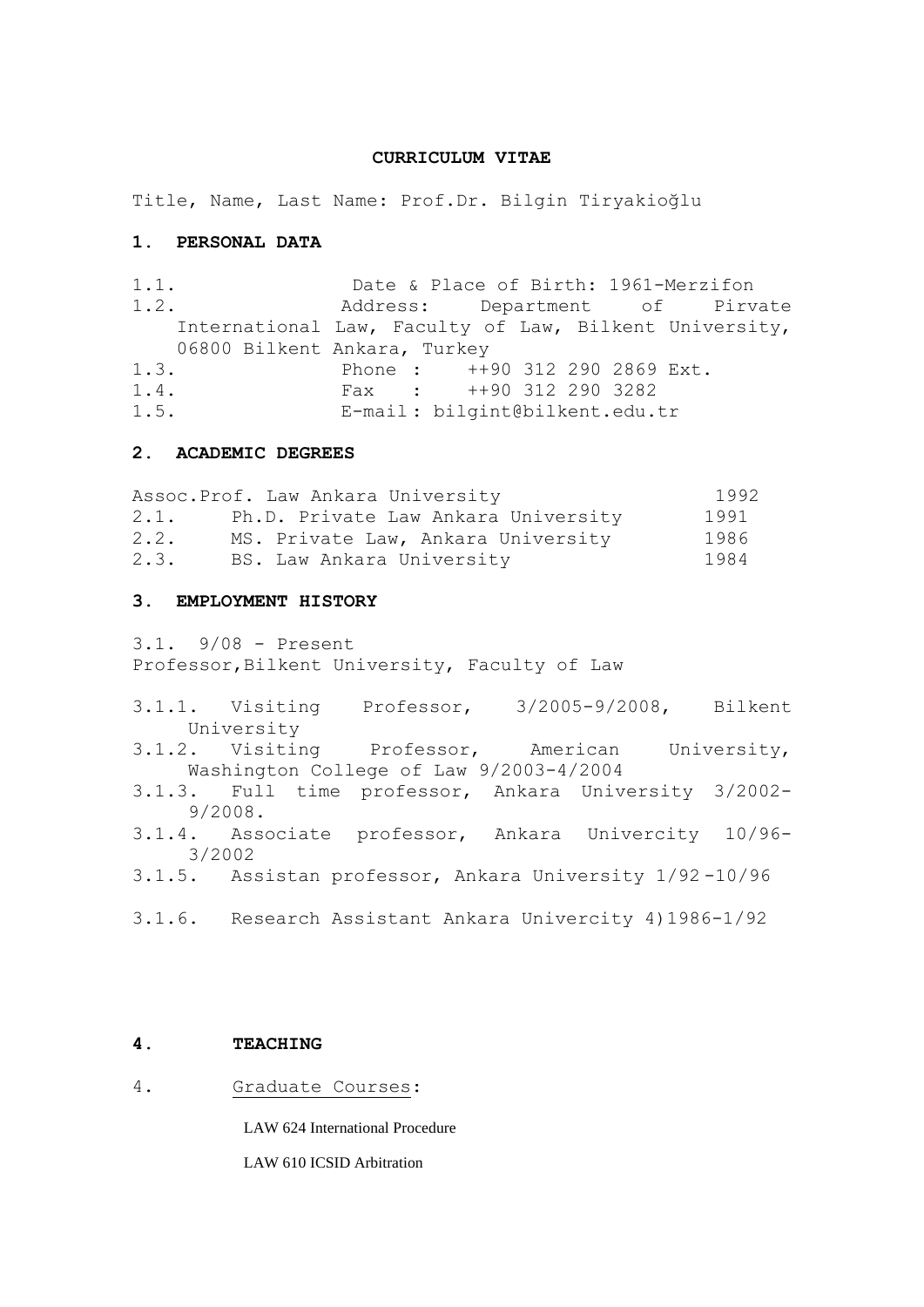**CURRICULUM VITAE**

Title, Name, Last Name: Prof.Dr. Bilgin Tiryakioğlu

## 1. PERSONAL DATA

1.1. Date & Place of Birth: 1961-Merzifon
1.2. Address: Department of Pirvate International Law, Faculty of Law, Bilkent University, 06800 Bilkent Ankara, Turkey
1.3. Phone : ++90 312 290 2869 Ext.
1.4. Fax : ++90 312 290 3282
1.5. E-mail : bilgint@bilkent.edu.tr

## 2. ACADEMIC DEGREES

| | | |
|---|---|---|
| | Assoc.Prof. Law Ankara University | 1992 |
| 2.1. | Ph.D. Private Law Ankara University | 1991 |
| 2.2. | MS. Private Law, Ankara University | 1986 |
| 2.3. | BS. Law Ankara University | 1984 |

## 3. EMPLOYMENT HISTORY

3.1. 9/08 - Present
Professor, Bilkent University, Faculty of Law

3.1.1. Visiting Professor, 3/2005-9/2008, Bilkent University
3.1.2. Visiting Professor, American University, Washington College of Law 9/2003-4/2004
3.1.3. Full time professor, Ankara University 3/2002-9/2008.
3.1.4. Associate professor, Ankara Univercity 10/96-3/2002
3.1.5. Assistan professor, Ankara University 1/92-10/96
3.1.6. Research Assistant Ankara Univercity 4)1986-1/92

## 4. TEACHING

4. Graduate Courses:

LAW 624 International Procedure

LAW 610 ICSID Arbitration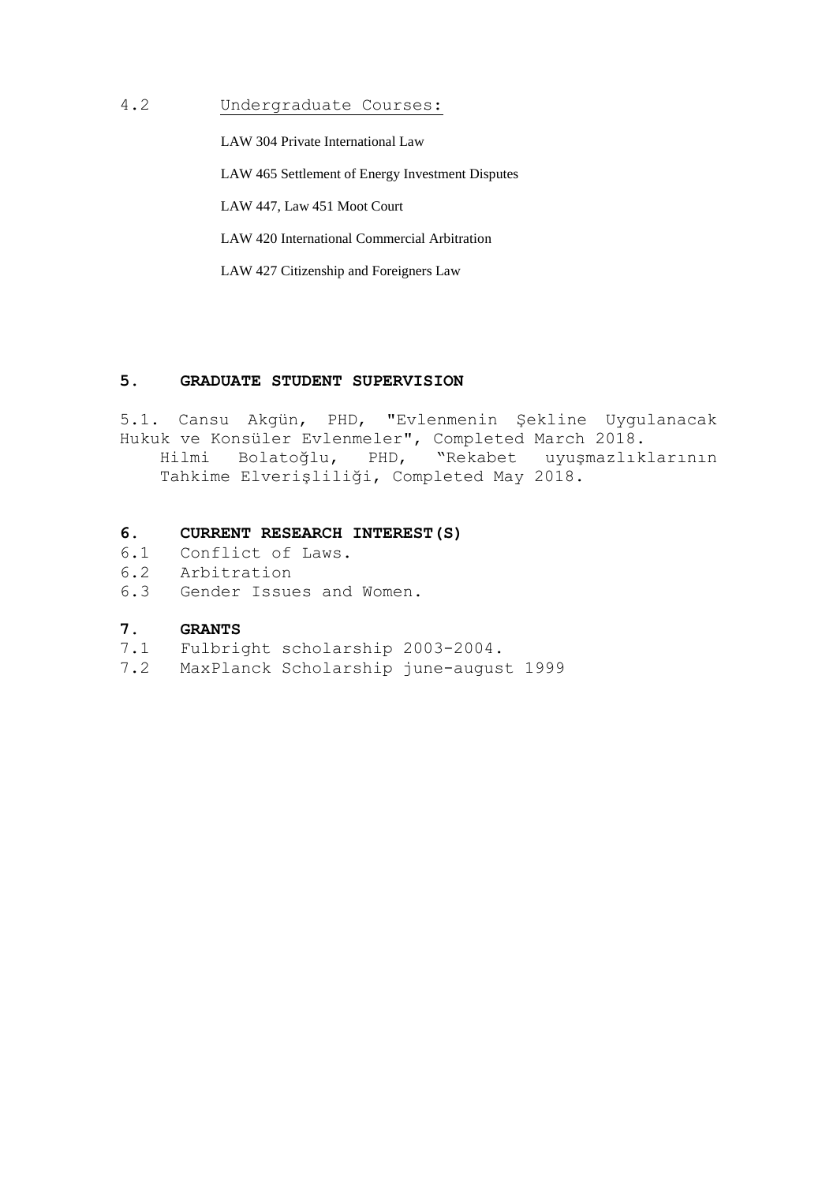4.2 Undergraduate Courses:

LAW 304 Private International Law

LAW 465 Settlement of Energy Investment Disputes

LAW 447, Law 451 Moot Court

LAW 420 International Commercial Arbitration

LAW 427 Citizenship and Foreigners Law

## 5. GRADUATE STUDENT SUPERVISION

5.1. Cansu Akgün, PHD, "Evlenmenin Şekline Uygulanacak Hukuk ve Konsüler Evlenmeler", Completed March 2018.

Hilmi Bolatoğlu, PHD, "Rekabet uyuşmazlıklarının Tahkime Elverişliliği, Completed May 2018.

## 6. CURRENT RESEARCH INTEREST(S)

6.1 Conflict of Laws.

6.2 Arbitration

6.3 Gender Issues and Women.

## 7. GRANTS

7.1 Fulbright scholarship 2003-2004.

7.2 MaxPlanck Scholarship june-august 1999